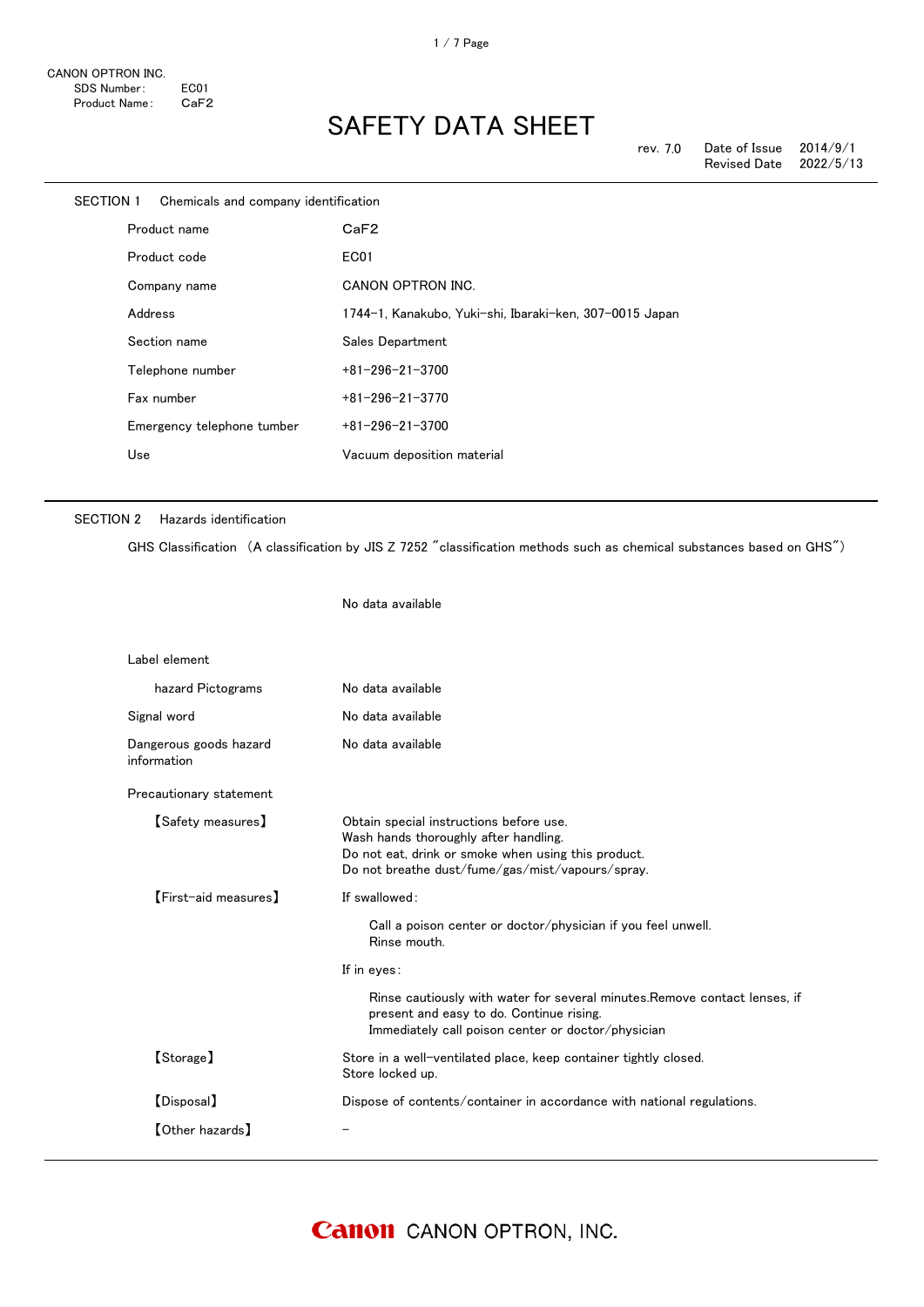CANON OPTRON INC.
SDS Number: EC01
Product Name: CaF2

# SAFETY DATA SHEET

rev. 7.0 Date of Issue 2014/9/1
Revised Date 2022/5/13

## SECTION 1 Chemicals and company identification

| | |
|---|---|
| Product name | $CaF_2$ |
| Product code | EC01 |
| Company name | CANON OPTRON INC. |
| Address | 1744-1, Kanakubo, Yuki-shi, Ibaraki-ken, 307-0015 Japan |
| Section name | Sales Department |
| Telephone number | +81-296-21-3700 |
| Fax number | +81-296-21-3770 |
| Emergency telephone tumber | +81-296-21-3700 |
| Use | Vacuum deposition material |

## SECTION 2 Hazards identification

GHS Classification (A classification by JIS Z 7252 "classification methods such as chemical substances based on GHS")

No data available

Label element

| | |
|---|---|
| hazard Pictograms | No data available |
| Signal word | No data available |
| Dangerous goods hazard information | No data available |

Precautionary statement

【Safety measures】
Obtain special instructions before use.
Wash hands thoroughly after handling.
Do not eat, drink or smoke when using this product.
Do not breathe dust/fume/gas/mist/vapours/spray.

【First-aid measures】
If swallowed:

Call a poison center or doctor/physician if you feel unwell.
Rinse mouth.

If in eyes:

Rinse cautiously with water for several minutes.Remove contact lenses, if present and easy to do. Continue rising.
Immediately call poison center or doctor/physician

【Storage】
Store in a well-ventilated place, keep container tightly closed.
Store locked up.

【Disposal】
Dispose of contents/container in accordance with national regulations.

【Other hazards】
-

Canon CANON OPTRON, INC.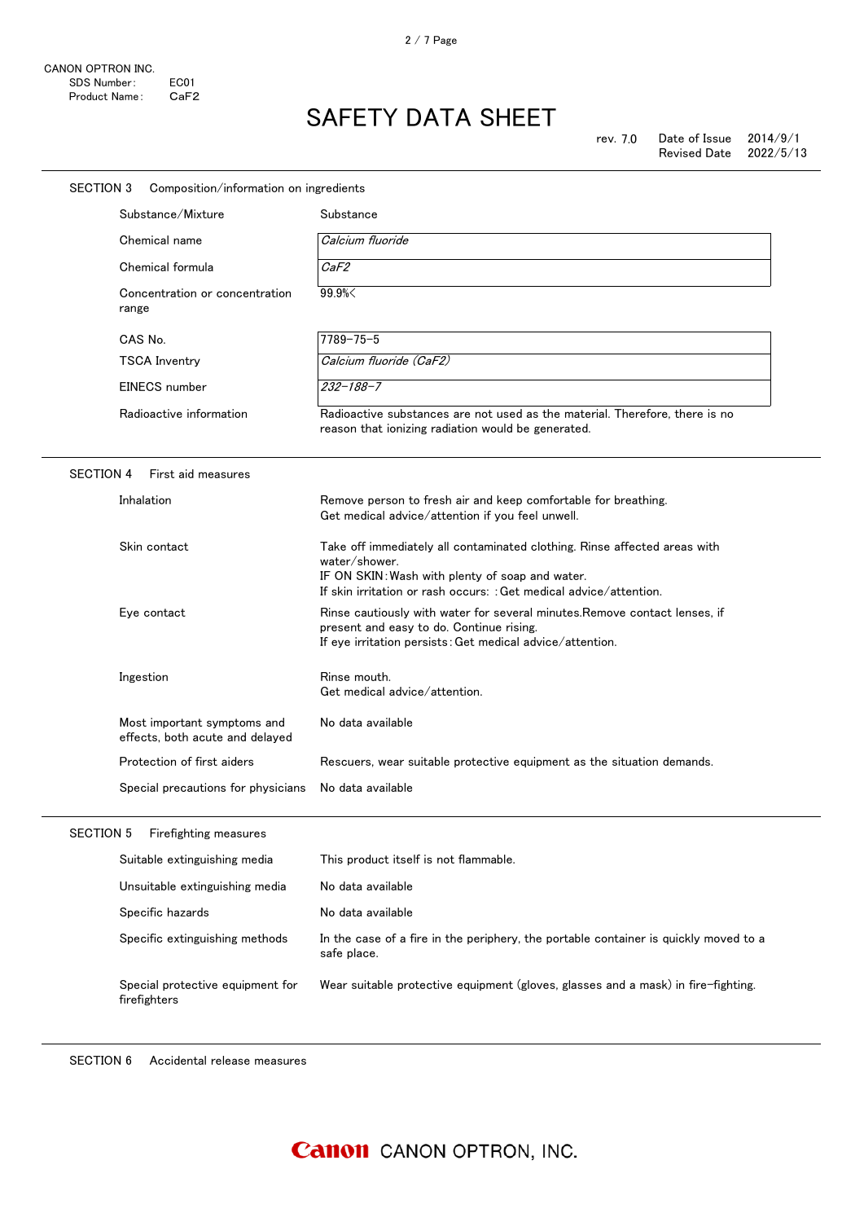CANON OPTRON INC.
SDS Number: EC01
Product Name: CaF2

# SAFETY DATA SHEET

rev. 7.0 Date of Issue 2014/9/1
Revised Date 2022/5/13

## SECTION 3 Composition/information on ingredients

| | |
|---|---|
| Substance/Mixture | Substance |
| Chemical name | *Calcium fluoride* |
| Chemical formula | *$CaF_2$* |
| Concentration or concentration range | 99.9%< |
| CAS No. | 7789-75-5 |
| TSCA Inventry | *Calcium fluoride ($CaF_2$)* |
| EINECS number | *232-188-7* |
| Radioactive information | Radioactive substances are not used as the material. Therefore, there is no reason that ionizing radiation would be generated. |

## SECTION 4 First aid measures

| | |
|---|---|
| Inhalation | Remove person to fresh air and keep comfortable for breathing.<br>Get medical advice/attention if you feel unwell. |
| Skin contact | Take off immediately all contaminated clothing. Rinse affected areas with water/shower.<br>IF ON SKIN: Wash with plenty of soap and water.<br>If skin irritation or rash occurs: : Get medical advice/attention. |
| Eye contact | Rinse cautiously with water for several minutes.Remove contact lenses, if present and easy to do. Continue rising.<br>If eye irritation persists: Get medical advice/attention. |
| Ingestion | Rinse mouth.<br>Get medical advice/attention. |
| Most important symptoms and effects, both acute and delayed | No data available |
| Protection of first aiders | Rescuers, wear suitable protective equipment as the situation demands. |
| Special precautions for physicians | No data available |

## SECTION 5 Firefighting measures

| | |
|---|---|
| Suitable extinguishing media | This product itself is not flammable. |
| Unsuitable extinguishing media | No data available |
| Specific hazards | No data available |
| Specific extinguishing methods | In the case of a fire in the periphery, the portable container is quickly moved to a safe place. |
| Special protective equipment for firefighters | Wear suitable protective equipment (gloves, glasses and a mask) in fire-fighting. |

## SECTION 6 Accidental release measures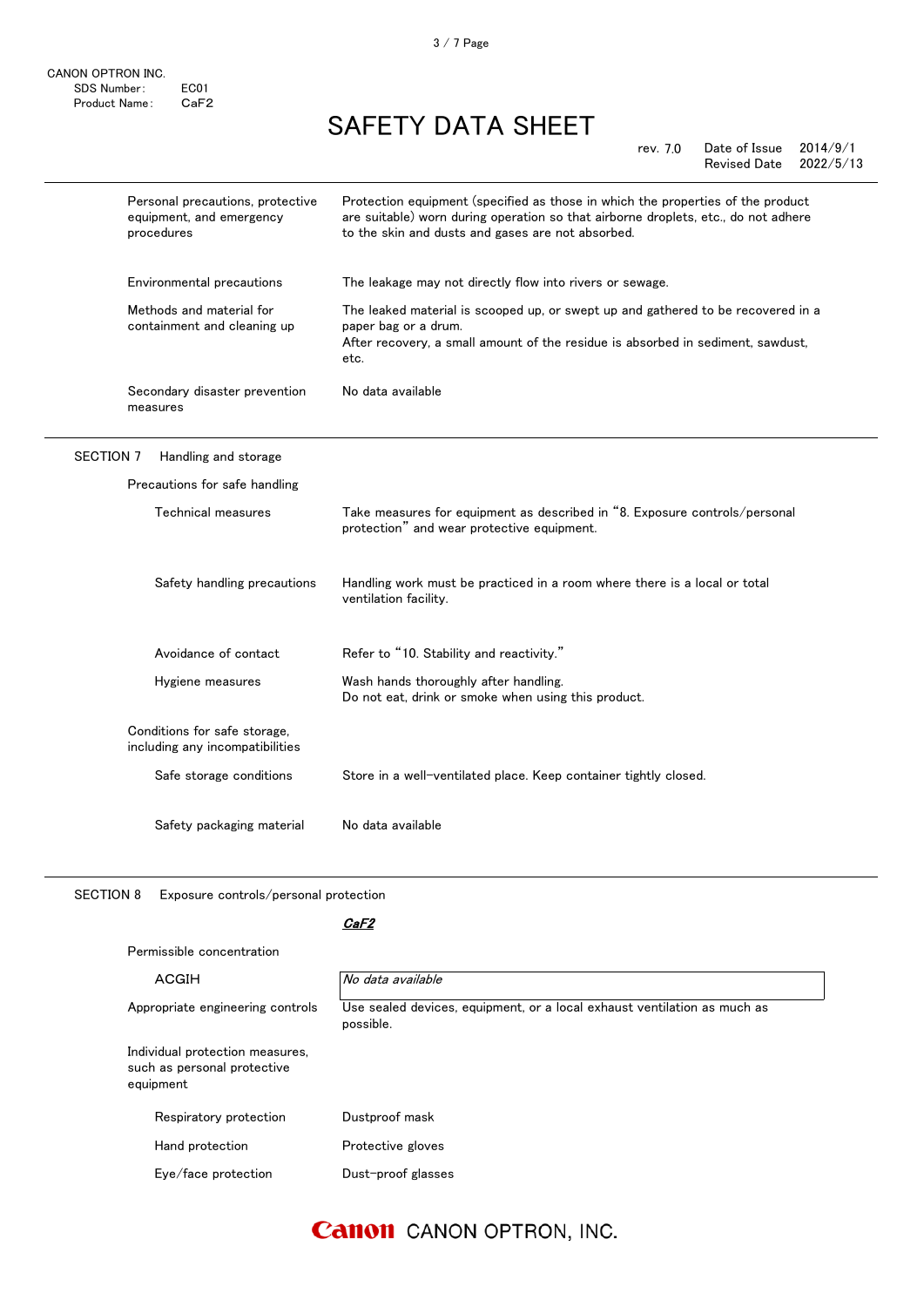| | |
|---|---|
| Personal precautions, protective equipment, and emergency procedures | Protection equipment (specified as those in which the properties of the product are suitable) worn during operation so that airborne droplets, etc., do not adhere to the skin and dusts and gases are not absorbed. |
| Environmental precautions | The leakage may not directly flow into rivers or sewage. |
| Methods and material for containment and cleaning up | The leaked material is scooped up, or swept up and gathered to be recovered in a paper bag or a drum.<br>After recovery, a small amount of the residue is absorbed in sediment, sawdust, etc. |
| Secondary disaster prevention measures | No data available |

## SECTION 7 Handling and storage

**Precautions for safe handling**

| | |
|---|---|
| Technical measures | Take measures for equipment as described in "8. Exposure controls/personal protection" and wear protective equipment. |
| Safety handling precautions | Handling work must be practiced in a room where there is a local or total ventilation facility. |
| Avoidance of contact | Refer to "10. Stability and reactivity." |
| Hygiene measures | Wash hands thoroughly after handling.<br>Do not eat, drink or smoke when using this product. |

**Conditions for safe storage, including any incompatibilities**

| | |
|---|---|
| Safe storage conditions | Store in a well-ventilated place. Keep container tightly closed. |
| Safety packaging material | No data available |

## SECTION 8 Exposure controls/personal protection

| | ***CaF2*** |
|---|---|
| Permissible concentration | |
| ACGIH | *No data available* |
| Appropriate engineering controls | Use sealed devices, equipment, or a local exhaust ventilation as much as possible. |

**Individual protection measures, such as personal protective equipment**

| | |
|---|---|
| Respiratory protection | Dustproof mask |
| Hand protection | Protective gloves |
| Eye/face protection | Dust-proof glasses |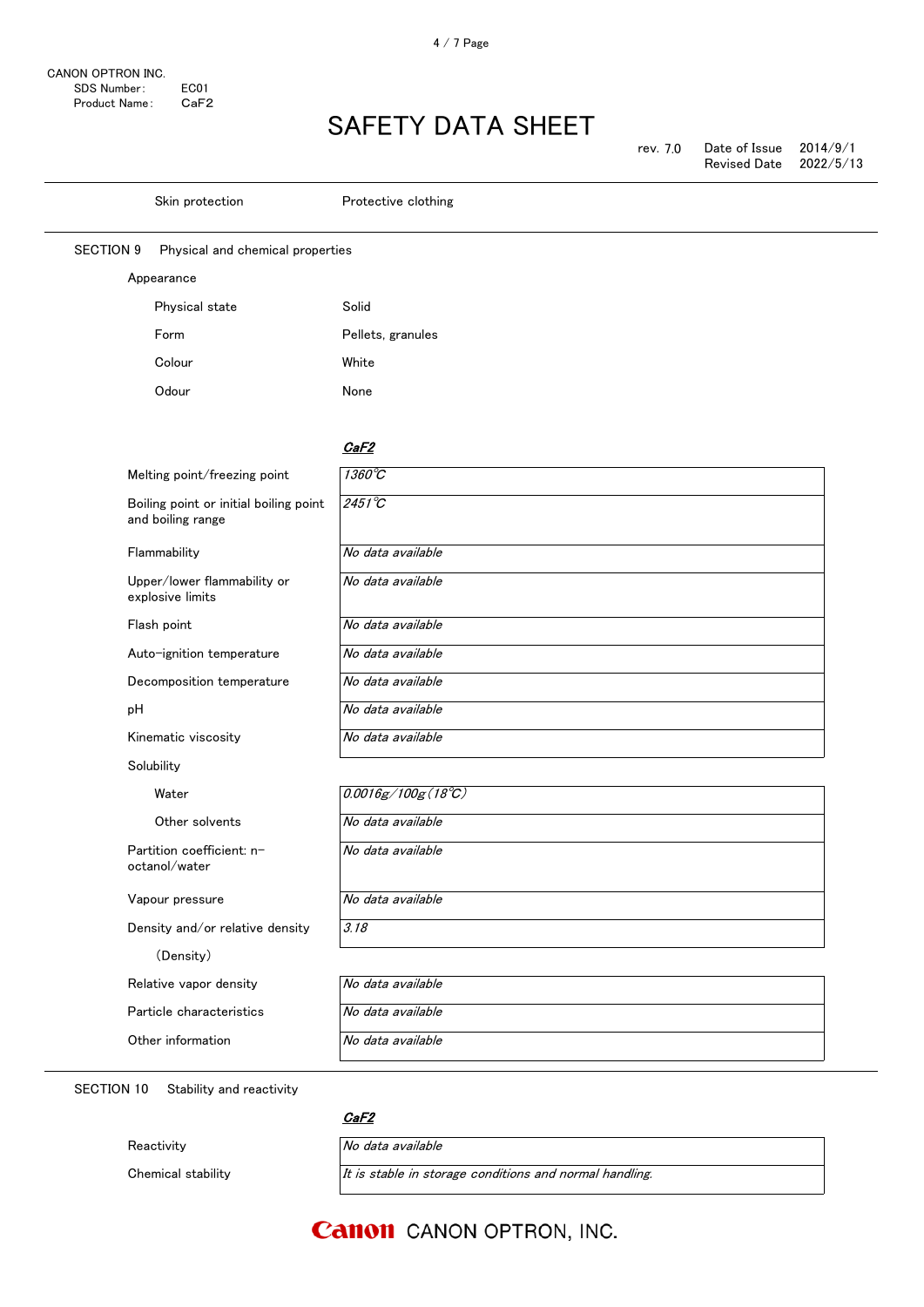| | |
|---|---|
| Skin protection | Protective clothing |

## SECTION 9 Physical and chemical properties

**Appearance**

| | |
|---|---|
| Physical state | Solid |
| Form | Pellets, granules |
| Colour | White |
| Odour | None |

| | ***CaF2*** |
|---|---|
| Melting point/freezing point | *1360℃* |
| Boiling point or initial boiling point and boiling range | *2451℃* |
| Flammability | *No data available* |
| Upper/lower flammability or explosive limits | *No data available* |
| Flash point | *No data available* |
| Auto-ignition temperature | *No data available* |
| Decomposition temperature | *No data available* |
| pH | *No data available* |
| Kinematic viscosity | *No data available* |
| Solubility | |
| Water | *0.0016g/100g(18℃)* |
| Other solvents | *No data available* |
| Partition coefficient: n-octanol/water | *No data available* |
| Vapour pressure | *No data available* |
| Density and/or relative density | *3.18* |
| (Density) | |
| Relative vapor density | *No data available* |
| Particle characteristics | *No data available* |
| Other information | *No data available* |

## SECTION 10 Stability and reactivity

| | ***CaF2*** |
|---|---|
| Reactivity | *No data available* |
| Chemical stability | *It is stable in storage conditions and normal handling.* |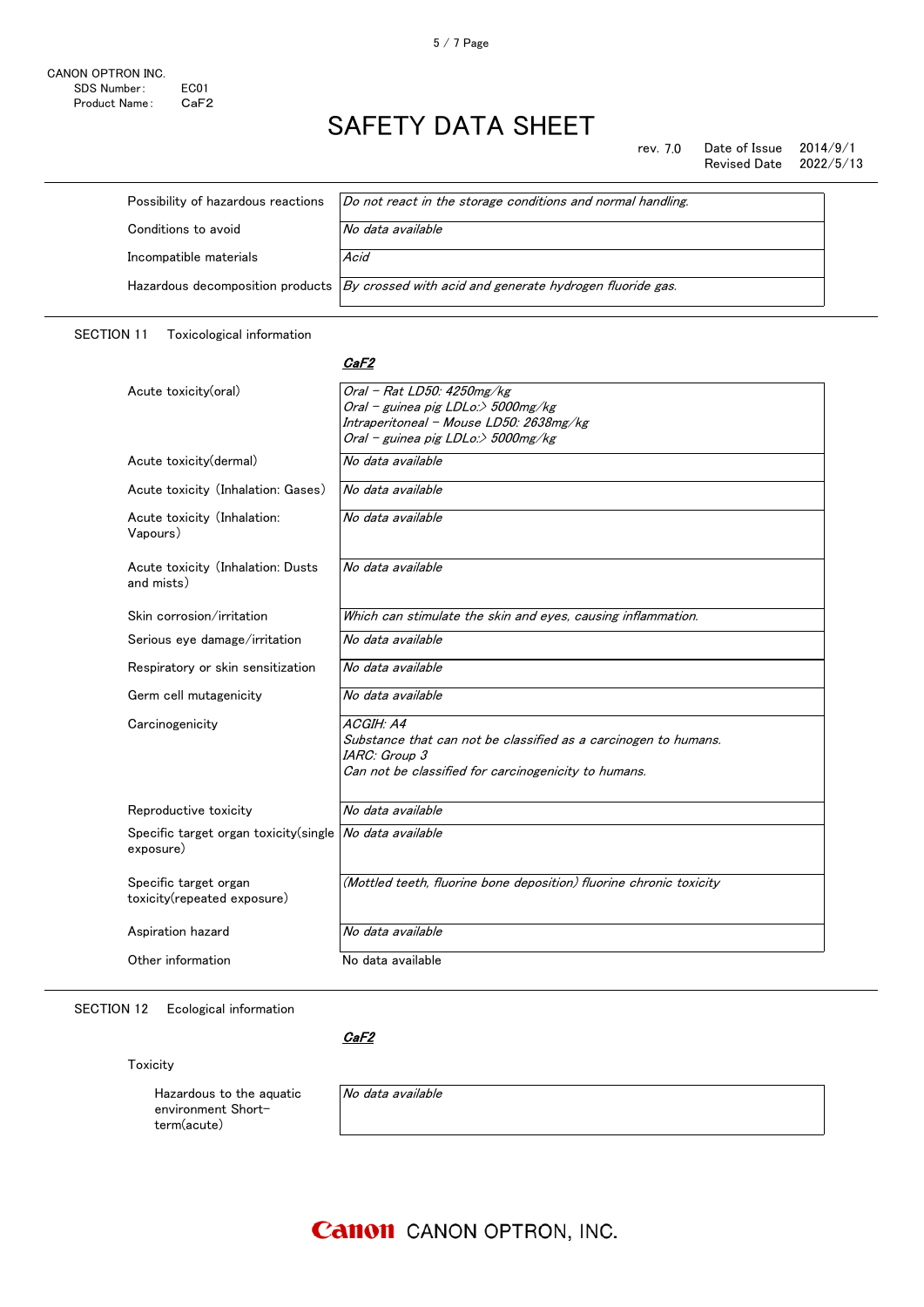| | |
|---|---|
| Possibility of hazardous reactions | *Do not react in the storage conditions and normal handling.* |
| Conditions to avoid | *No data available* |
| Incompatible materials | *Acid* |
| Hazardous decomposition products | *By crossed with acid and generate hydrogen fluoride gas.* |

## SECTION 11 Toxicological information

| | ***CaF2*** |
|---|---|
| Acute toxicity(oral) | *Oral - Rat LD50: 4250mg/kg*<br>*Oral - guinea pig LDLo:> 5000mg/kg*<br>*Intraperitoneal - Mouse LD50: 2638mg/kg*<br>*Oral - guinea pig LDLo:> 5000mg/kg* |
| Acute toxicity(dermal) | *No data available* |
| Acute toxicity (Inhalation: Gases) | *No data available* |
| Acute toxicity (Inhalation: Vapours) | *No data available* |
| Acute toxicity (Inhalation: Dusts and mists) | *No data available* |
| Skin corrosion/irritation | *Which can stimulate the skin and eyes, causing inflammation.* |
| Serious eye damage/irritation | *No data available* |
| Respiratory or skin sensitization | *No data available* |
| Germ cell mutagenicity | *No data available* |
| Carcinogenicity | *ACGIH: A4*<br>*Substance that can not be classified as a carcinogen to humans.*<br>*IARC: Group 3*<br>*Can not be classified for carcinogenicity to humans.* |
| Reproductive toxicity | *No data available* |
| Specific target organ toxicity(single exposure) | *No data available* |
| Specific target organ toxicity(repeated exposure) | *(Mottled teeth, fluorine bone deposition) fluorine chronic toxicity* |
| Aspiration hazard | *No data available* |
| Other information | No data available |

## SECTION 12 Ecological information

***CaF2***

Toxicity

| | |
|---|---|
| Hazardous to the aquatic environment Short-term(acute) | *No data available* |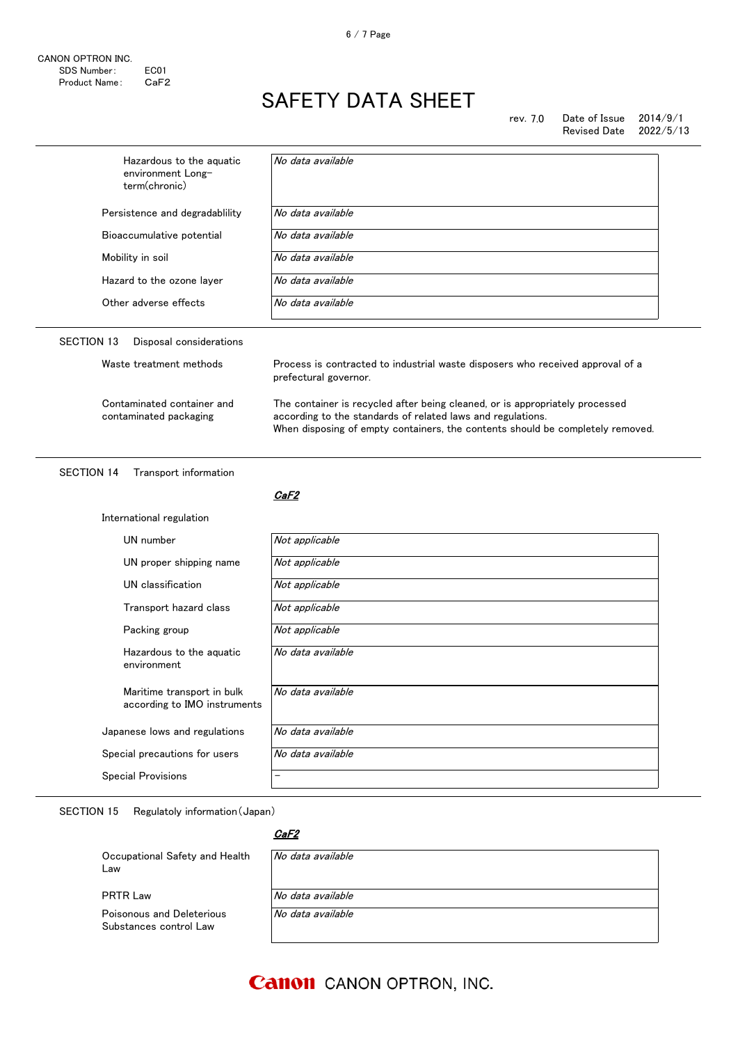| | |
|---|---|
| Hazardous to the aquatic environment Long-term(chronic) | *No data available* |
| Persistence and degradablility | *No data available* |
| Bioaccumulative potential | *No data available* |
| Mobility in soil | *No data available* |
| Hazard to the ozone layer | *No data available* |
| Other adverse effects | *No data available* |

## SECTION 13 Disposal considerations

| | |
|---|---|
| Waste treatment methods | Process is contracted to industrial waste disposers who received approval of a prefectural governor. |
| Contaminated container and contaminated packaging | The container is recycled after being cleaned, or is appropriately processed according to the standards of related laws and regulations. When disposing of empty containers, the contents should be completely removed. |

## SECTION 14 Transport information

***CaF2***

International regulation

| | |
|---|---|
| UN number | *Not applicable* |
| UN proper shipping name | *Not applicable* |
| UN classification | *Not applicable* |
| Transport hazard class | *Not applicable* |
| Packing group | *Not applicable* |
| Hazardous to the aquatic environment | *No data available* |
| Maritime transport in bulk according to IMO instruments | *No data available* |
| Japanese lows and regulations | *No data available* |
| Special precautions for users | *No data available* |
| Special Provisions | − |

## SECTION 15 Regulatoly information(Japan)

***CaF2***

| | |
|---|---|
| Occupational Safety and Health Law | *No data available* |
| PRTR Law | *No data available* |
| Poisonous and Deleterious Substances control Law | *No data available* |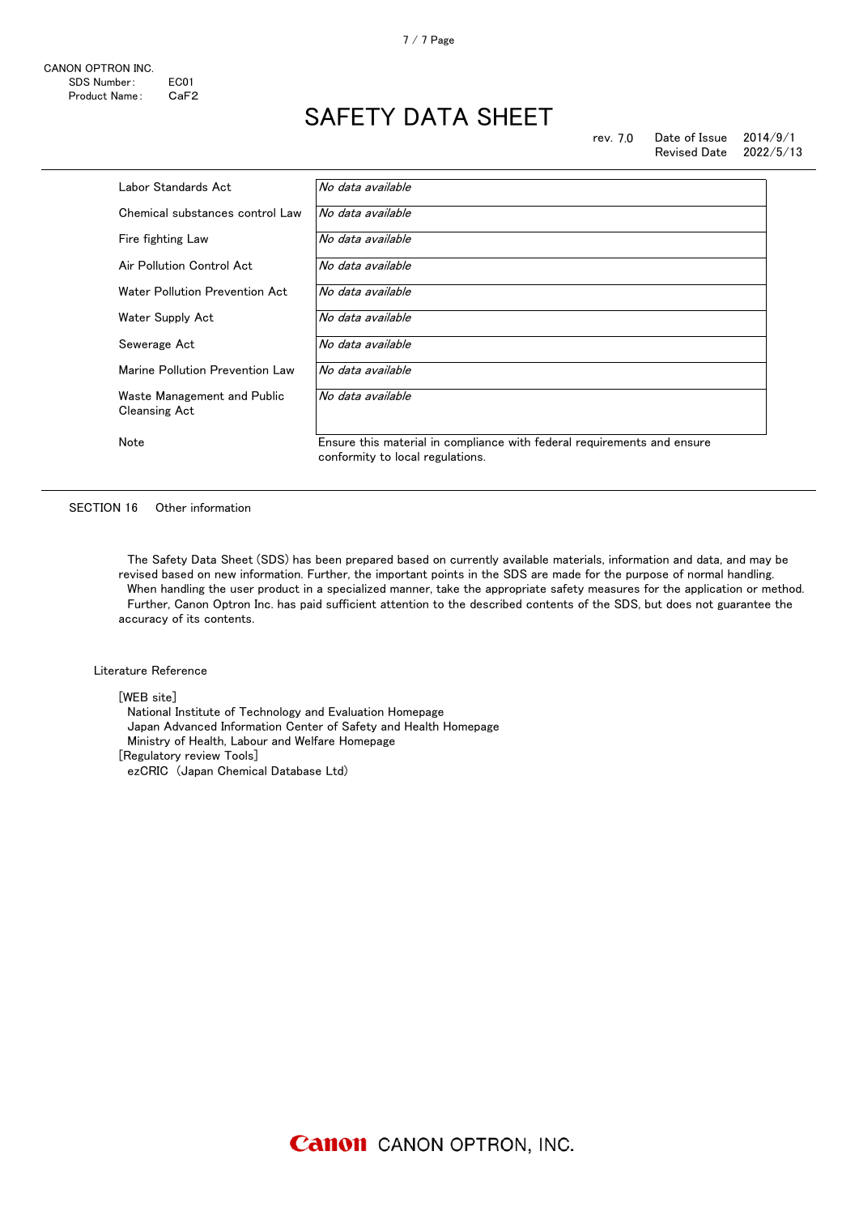| | |
|---|---|
| Labor Standards Act | *No data available* |
| Chemical substances control Law | *No data available* |
| Fire fighting Law | *No data available* |
| Air Pollution Control Act | *No data available* |
| Water Pollution Prevention Act | *No data available* |
| Water Supply Act | *No data available* |
| Sewerage Act | *No data available* |
| Marine Pollution Prevention Law | *No data available* |
| Waste Management and Public Cleansing Act | *No data available* |
| Note | Ensure this material in compliance with federal requirements and ensure conformity to local regulations. |

## SECTION 16 Other information

The Safety Data Sheet (SDS) has been prepared based on currently available materials, information and data, and may be revised based on new information. Further, the important points in the SDS are made for the purpose of normal handling.
When handling the user product in a specialized manner, take the appropriate safety measures for the application or method.
Further, Canon Optron Inc. has paid sufficient attention to the described contents of the SDS, but does not guarantee the accuracy of its contents.

Literature Reference

[WEB site]
National Institute of Technology and Evaluation Homepage
Japan Advanced Information Center of Safety and Health Homepage
Ministry of Health, Labour and Welfare Homepage
[Regulatory review Tools]
ezCRIC（Japan Chemical Database Ltd）